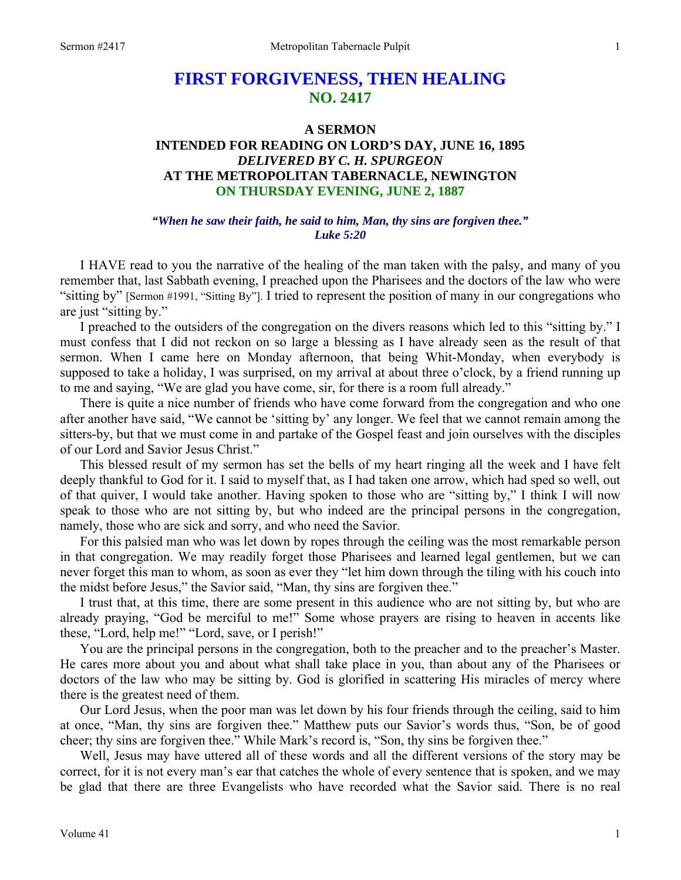# FIRST FORGIVENESS, THEN HEALING
## NO. 2417

### A SERMON
### INTENDED FOR READING ON LORD'S DAY, JUNE 16, 1895
### *DELIVERED BY C. H. SPURGEON*
### AT THE METROPOLITAN TABERNACLE, NEWINGTON
### ON THURSDAY EVENING, JUNE 2, 1887

***"When he saw their faith, he said to him, Man, thy sins are forgiven thee." Luke 5:20***

I HAVE read to you the narrative of the healing of the man taken with the palsy, and many of you remember that, last Sabbath evening, I preached upon the Pharisees and the doctors of the law who were "sitting by" [Sermon #1991, "Sitting By"]. I tried to represent the position of many in our congregations who are just "sitting by."

I preached to the outsiders of the congregation on the divers reasons which led to this "sitting by." I must confess that I did not reckon on so large a blessing as I have already seen as the result of that sermon. When I came here on Monday afternoon, that being Whit-Monday, when everybody is supposed to take a holiday, I was surprised, on my arrival at about three o'clock, by a friend running up to me and saying, "We are glad you have come, sir, for there is a room full already."

There is quite a nice number of friends who have come forward from the congregation and who one after another have said, "We cannot be 'sitting by' any longer. We feel that we cannot remain among the sitters-by, but that we must come in and partake of the Gospel feast and join ourselves with the disciples of our Lord and Savior Jesus Christ."

This blessed result of my sermon has set the bells of my heart ringing all the week and I have felt deeply thankful to God for it. I said to myself that, as I had taken one arrow, which had sped so well, out of that quiver, I would take another. Having spoken to those who are "sitting by," I think I will now speak to those who are not sitting by, but who indeed are the principal persons in the congregation, namely, those who are sick and sorry, and who need the Savior.

For this palsied man who was let down by ropes through the ceiling was the most remarkable person in that congregation. We may readily forget those Pharisees and learned legal gentlemen, but we can never forget this man to whom, as soon as ever they "let him down through the tiling with his couch into the midst before Jesus," the Savior said, "Man, thy sins are forgiven thee."

I trust that, at this time, there are some present in this audience who are not sitting by, but who are already praying, "God be merciful to me!" Some whose prayers are rising to heaven in accents like these, "Lord, help me!" "Lord, save, or I perish!"

You are the principal persons in the congregation, both to the preacher and to the preacher's Master. He cares more about you and about what shall take place in you, than about any of the Pharisees or doctors of the law who may be sitting by. God is glorified in scattering His miracles of mercy where there is the greatest need of them.

Our Lord Jesus, when the poor man was let down by his four friends through the ceiling, said to him at once, "Man, thy sins are forgiven thee." Matthew puts our Savior's words thus, "Son, be of good cheer; thy sins are forgiven thee." While Mark's record is, "Son, thy sins be forgiven thee."

Well, Jesus may have uttered all of these words and all the different versions of the story may be correct, for it is not every man's ear that catches the whole of every sentence that is spoken, and we may be glad that there are three Evangelists who have recorded what the Savior said. There is no real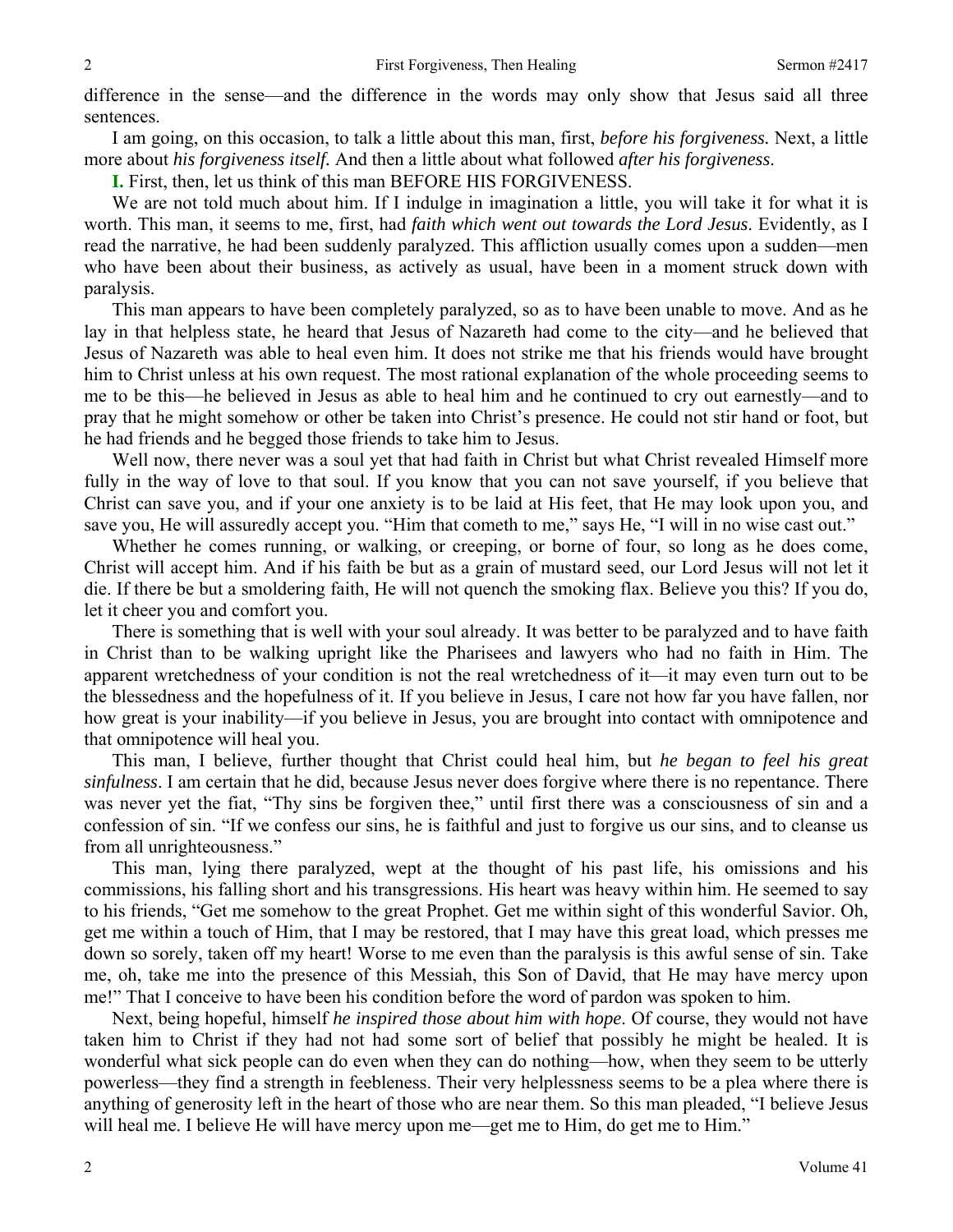difference in the sense—and the difference in the words may only show that Jesus said all three sentences.

I am going, on this occasion, to talk a little about this man, first, *before his forgiveness.* Next, a little more about *his forgiveness itself.* And then a little about what followed *after his forgiveness*.

**I.** First, then, let us think of this man BEFORE HIS FORGIVENESS.

We are not told much about him. If I indulge in imagination a little, you will take it for what it is worth. This man, it seems to me, first, had *faith which went out towards the Lord Jesus*. Evidently, as I read the narrative, he had been suddenly paralyzed. This affliction usually comes upon a sudden—men who have been about their business, as actively as usual, have been in a moment struck down with paralysis.

This man appears to have been completely paralyzed, so as to have been unable to move. And as he lay in that helpless state, he heard that Jesus of Nazareth had come to the city—and he believed that Jesus of Nazareth was able to heal even him. It does not strike me that his friends would have brought him to Christ unless at his own request. The most rational explanation of the whole proceeding seems to me to be this—he believed in Jesus as able to heal him and he continued to cry out earnestly—and to pray that he might somehow or other be taken into Christ's presence. He could not stir hand or foot, but he had friends and he begged those friends to take him to Jesus.

Well now, there never was a soul yet that had faith in Christ but what Christ revealed Himself more fully in the way of love to that soul. If you know that you can not save yourself, if you believe that Christ can save you, and if your one anxiety is to be laid at His feet, that He may look upon you, and save you, He will assuredly accept you. "Him that cometh to me," says He, "I will in no wise cast out."

Whether he comes running, or walking, or creeping, or borne of four, so long as he does come, Christ will accept him. And if his faith be but as a grain of mustard seed, our Lord Jesus will not let it die. If there be but a smoldering faith, He will not quench the smoking flax. Believe you this? If you do, let it cheer you and comfort you.

There is something that is well with your soul already. It was better to be paralyzed and to have faith in Christ than to be walking upright like the Pharisees and lawyers who had no faith in Him. The apparent wretchedness of your condition is not the real wretchedness of it—it may even turn out to be the blessedness and the hopefulness of it. If you believe in Jesus, I care not how far you have fallen, nor how great is your inability—if you believe in Jesus, you are brought into contact with omnipotence and that omnipotence will heal you.

This man, I believe, further thought that Christ could heal him, but *he began to feel his great sinfulness*. I am certain that he did, because Jesus never does forgive where there is no repentance. There was never yet the fiat, "Thy sins be forgiven thee," until first there was a consciousness of sin and a confession of sin. "If we confess our sins, he is faithful and just to forgive us our sins, and to cleanse us from all unrighteousness."

This man, lying there paralyzed, wept at the thought of his past life, his omissions and his commissions, his falling short and his transgressions. His heart was heavy within him. He seemed to say to his friends, "Get me somehow to the great Prophet. Get me within sight of this wonderful Savior. Oh, get me within a touch of Him, that I may be restored, that I may have this great load, which presses me down so sorely, taken off my heart! Worse to me even than the paralysis is this awful sense of sin. Take me, oh, take me into the presence of this Messiah, this Son of David, that He may have mercy upon me!" That I conceive to have been his condition before the word of pardon was spoken to him.

Next, being hopeful, himself *he inspired those about him with hope*. Of course, they would not have taken him to Christ if they had not had some sort of belief that possibly he might be healed. It is wonderful what sick people can do even when they can do nothing—how, when they seem to be utterly powerless—they find a strength in feebleness. Their very helplessness seems to be a plea where there is anything of generosity left in the heart of those who are near them. So this man pleaded, "I believe Jesus will heal me. I believe He will have mercy upon me—get me to Him, do get me to Him."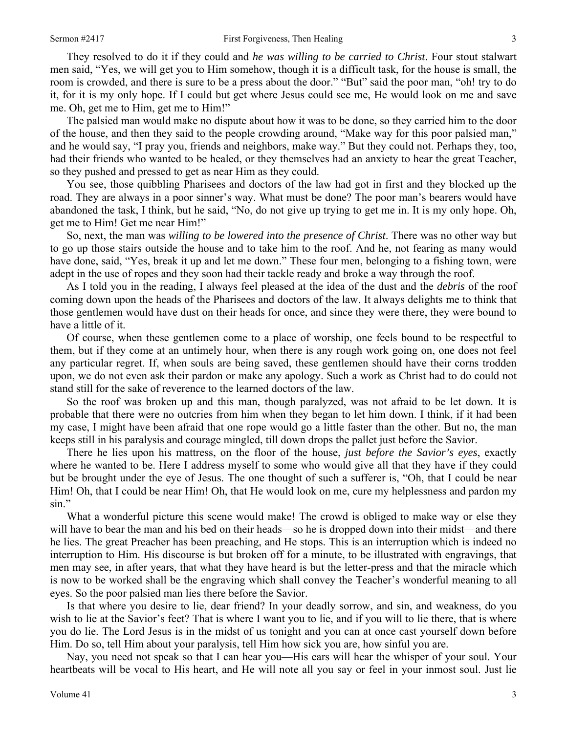They resolved to do it if they could and *he was willing to be carried to Christ*. Four stout stalwart men said, "Yes, we will get you to Him somehow, though it is a difficult task, for the house is small, the room is crowded, and there is sure to be a press about the door." "But" said the poor man, "oh! try to do it, for it is my only hope. If I could but get where Jesus could see me, He would look on me and save me. Oh, get me to Him, get me to Him!"

The palsied man would make no dispute about how it was to be done, so they carried him to the door of the house, and then they said to the people crowding around, "Make way for this poor palsied man," and he would say, "I pray you, friends and neighbors, make way." But they could not. Perhaps they, too, had their friends who wanted to be healed, or they themselves had an anxiety to hear the great Teacher, so they pushed and pressed to get as near Him as they could.

You see, those quibbling Pharisees and doctors of the law had got in first and they blocked up the road. They are always in a poor sinner's way. What must be done? The poor man's bearers would have abandoned the task, I think, but he said, "No, do not give up trying to get me in. It is my only hope. Oh, get me to Him! Get me near Him!"

So, next, the man was *willing to be lowered into the presence of Christ*. There was no other way but to go up those stairs outside the house and to take him to the roof. And he, not fearing as many would have done, said, "Yes, break it up and let me down." These four men, belonging to a fishing town, were adept in the use of ropes and they soon had their tackle ready and broke a way through the roof.

As I told you in the reading, I always feel pleased at the idea of the dust and the *debris* of the roof coming down upon the heads of the Pharisees and doctors of the law. It always delights me to think that those gentlemen would have dust on their heads for once, and since they were there, they were bound to have a little of it.

Of course, when these gentlemen come to a place of worship, one feels bound to be respectful to them, but if they come at an untimely hour, when there is any rough work going on, one does not feel any particular regret. If, when souls are being saved, these gentlemen should have their corns trodden upon, we do not even ask their pardon or make any apology. Such a work as Christ had to do could not stand still for the sake of reverence to the learned doctors of the law.

So the roof was broken up and this man, though paralyzed, was not afraid to be let down. It is probable that there were no outcries from him when they began to let him down. I think, if it had been my case, I might have been afraid that one rope would go a little faster than the other. But no, the man keeps still in his paralysis and courage mingled, till down drops the pallet just before the Savior.

There he lies upon his mattress, on the floor of the house, *just before the Savior's eyes*, exactly where he wanted to be. Here I address myself to some who would give all that they have if they could but be brought under the eye of Jesus. The one thought of such a sufferer is, "Oh, that I could be near Him! Oh, that I could be near Him! Oh, that He would look on me, cure my helplessness and pardon my sin."

What a wonderful picture this scene would make! The crowd is obliged to make way or else they will have to bear the man and his bed on their heads—so he is dropped down into their midst—and there he lies. The great Preacher has been preaching, and He stops. This is an interruption which is indeed no interruption to Him. His discourse is but broken off for a minute, to be illustrated with engravings, that men may see, in after years, that what they have heard is but the letter-press and that the miracle which is now to be worked shall be the engraving which shall convey the Teacher's wonderful meaning to all eyes. So the poor palsied man lies there before the Savior.

Is that where you desire to lie, dear friend? In your deadly sorrow, and sin, and weakness, do you wish to lie at the Savior's feet? That is where I want you to lie, and if you will to lie there, that is where you do lie. The Lord Jesus is in the midst of us tonight and you can at once cast yourself down before Him. Do so, tell Him about your paralysis, tell Him how sick you are, how sinful you are.

Nay, you need not speak so that I can hear you—His ears will hear the whisper of your soul. Your heartbeats will be vocal to His heart, and He will note all you say or feel in your inmost soul. Just lie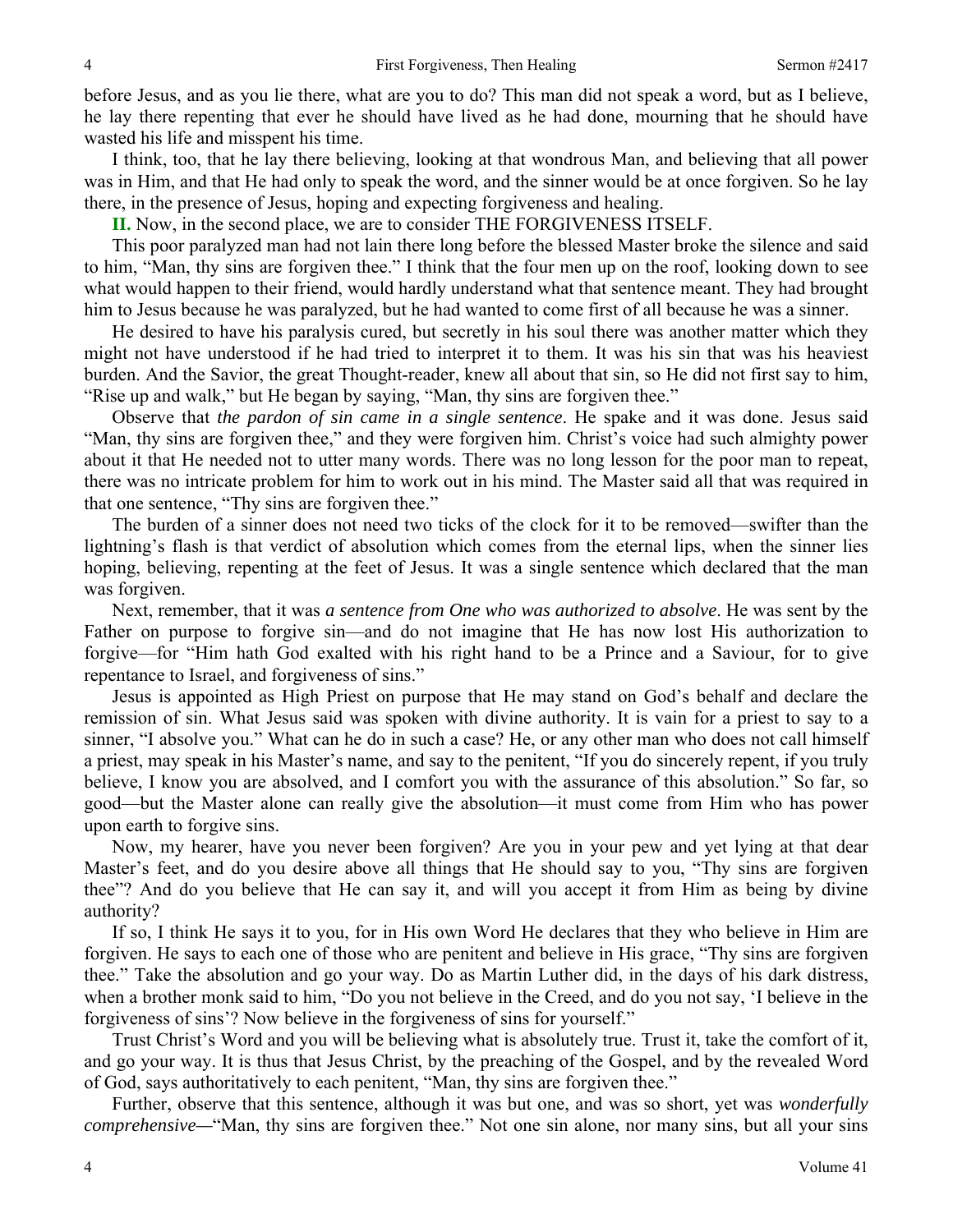before Jesus, and as you lie there, what are you to do? This man did not speak a word, but as I believe, he lay there repenting that ever he should have lived as he had done, mourning that he should have wasted his life and misspent his time.

I think, too, that he lay there believing, looking at that wondrous Man, and believing that all power was in Him, and that He had only to speak the word, and the sinner would be at once forgiven. So he lay there, in the presence of Jesus, hoping and expecting forgiveness and healing.

**II.** Now, in the second place, we are to consider THE FORGIVENESS ITSELF.

This poor paralyzed man had not lain there long before the blessed Master broke the silence and said to him, "Man, thy sins are forgiven thee." I think that the four men up on the roof, looking down to see what would happen to their friend, would hardly understand what that sentence meant. They had brought him to Jesus because he was paralyzed, but he had wanted to come first of all because he was a sinner.

He desired to have his paralysis cured, but secretly in his soul there was another matter which they might not have understood if he had tried to interpret it to them. It was his sin that was his heaviest burden. And the Savior, the great Thought-reader, knew all about that sin, so He did not first say to him, "Rise up and walk," but He began by saying, "Man, thy sins are forgiven thee."

Observe that *the pardon of sin came in a single sentence*. He spake and it was done. Jesus said "Man, thy sins are forgiven thee," and they were forgiven him. Christ's voice had such almighty power about it that He needed not to utter many words. There was no long lesson for the poor man to repeat, there was no intricate problem for him to work out in his mind. The Master said all that was required in that one sentence, "Thy sins are forgiven thee."

The burden of a sinner does not need two ticks of the clock for it to be removed—swifter than the lightning's flash is that verdict of absolution which comes from the eternal lips, when the sinner lies hoping, believing, repenting at the feet of Jesus. It was a single sentence which declared that the man was forgiven.

Next, remember, that it was *a sentence from One who was authorized to absolve*. He was sent by the Father on purpose to forgive sin—and do not imagine that He has now lost His authorization to forgive—for "Him hath God exalted with his right hand to be a Prince and a Saviour, for to give repentance to Israel, and forgiveness of sins."

Jesus is appointed as High Priest on purpose that He may stand on God's behalf and declare the remission of sin. What Jesus said was spoken with divine authority. It is vain for a priest to say to a sinner, "I absolve you." What can he do in such a case? He, or any other man who does not call himself a priest, may speak in his Master's name, and say to the penitent, "If you do sincerely repent, if you truly believe, I know you are absolved, and I comfort you with the assurance of this absolution." So far, so good—but the Master alone can really give the absolution—it must come from Him who has power upon earth to forgive sins.

Now, my hearer, have you never been forgiven? Are you in your pew and yet lying at that dear Master's feet, and do you desire above all things that He should say to you, "Thy sins are forgiven thee"? And do you believe that He can say it, and will you accept it from Him as being by divine authority?

If so, I think He says it to you, for in His own Word He declares that they who believe in Him are forgiven. He says to each one of those who are penitent and believe in His grace, "Thy sins are forgiven thee." Take the absolution and go your way. Do as Martin Luther did, in the days of his dark distress, when a brother monk said to him, "Do you not believe in the Creed, and do you not say, 'I believe in the forgiveness of sins'? Now believe in the forgiveness of sins for yourself."

Trust Christ's Word and you will be believing what is absolutely true. Trust it, take the comfort of it, and go your way. It is thus that Jesus Christ, by the preaching of the Gospel, and by the revealed Word of God, says authoritatively to each penitent, "Man, thy sins are forgiven thee."

Further, observe that this sentence, although it was but one, and was so short, yet was *wonderfully comprehensive*—"Man, thy sins are forgiven thee." Not one sin alone, nor many sins, but all your sins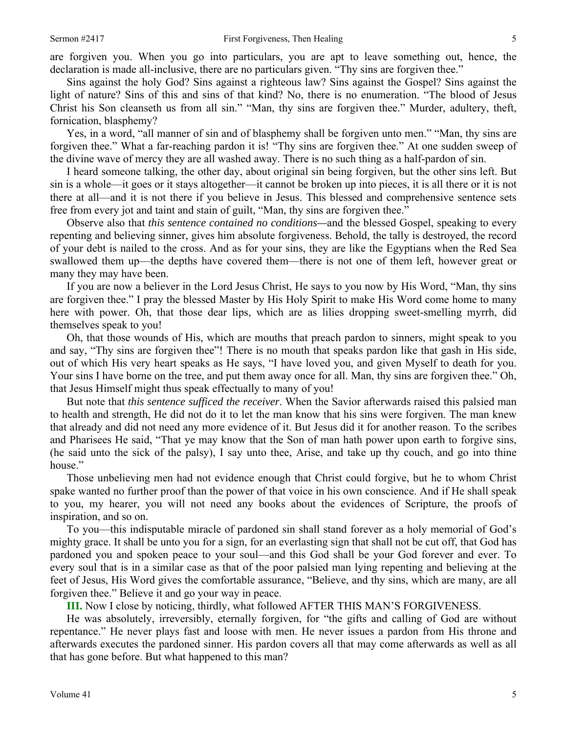are forgiven you. When you go into particulars, you are apt to leave something out, hence, the declaration is made all-inclusive, there are no particulars given. "Thy sins are forgiven thee."

Sins against the holy God? Sins against a righteous law? Sins against the Gospel? Sins against the light of nature? Sins of this and sins of that kind? No, there is no enumeration. "The blood of Jesus Christ his Son cleanseth us from all sin." "Man, thy sins are forgiven thee." Murder, adultery, theft, fornication, blasphemy?

Yes, in a word, "all manner of sin and of blasphemy shall be forgiven unto men." "Man, thy sins are forgiven thee." What a far-reaching pardon it is! "Thy sins are forgiven thee." At one sudden sweep of the divine wave of mercy they are all washed away. There is no such thing as a half-pardon of sin.

I heard someone talking, the other day, about original sin being forgiven, but the other sins left. But sin is a whole—it goes or it stays altogether—it cannot be broken up into pieces, it is all there or it is not there at all—and it is not there if you believe in Jesus. This blessed and comprehensive sentence sets free from every jot and taint and stain of guilt, "Man, thy sins are forgiven thee."

Observe also that *this sentence contained no conditions*—and the blessed Gospel, speaking to every repenting and believing sinner, gives him absolute forgiveness. Behold, the tally is destroyed, the record of your debt is nailed to the cross. And as for your sins, they are like the Egyptians when the Red Sea swallowed them up—the depths have covered them—there is not one of them left, however great or many they may have been.

If you are now a believer in the Lord Jesus Christ, He says to you now by His Word, "Man, thy sins are forgiven thee." I pray the blessed Master by His Holy Spirit to make His Word come home to many here with power. Oh, that those dear lips, which are as lilies dropping sweet-smelling myrrh, did themselves speak to you!

Oh, that those wounds of His, which are mouths that preach pardon to sinners, might speak to you and say, "Thy sins are forgiven thee"! There is no mouth that speaks pardon like that gash in His side, out of which His very heart speaks as He says, "I have loved you, and given Myself to death for you. Your sins I have borne on the tree, and put them away once for all. Man, thy sins are forgiven thee." Oh, that Jesus Himself might thus speak effectually to many of you!

But note that *this sentence sufficed the receiver*. When the Savior afterwards raised this palsied man to health and strength, He did not do it to let the man know that his sins were forgiven. The man knew that already and did not need any more evidence of it. But Jesus did it for another reason. To the scribes and Pharisees He said, "That ye may know that the Son of man hath power upon earth to forgive sins, (he said unto the sick of the palsy), I say unto thee, Arise, and take up thy couch, and go into thine house."

Those unbelieving men had not evidence enough that Christ could forgive, but he to whom Christ spake wanted no further proof than the power of that voice in his own conscience. And if He shall speak to you, my hearer, you will not need any books about the evidences of Scripture, the proofs of inspiration, and so on.

To you—this indisputable miracle of pardoned sin shall stand forever as a holy memorial of God's mighty grace. It shall be unto you for a sign, for an everlasting sign that shall not be cut off, that God has pardoned you and spoken peace to your soul—and this God shall be your God forever and ever. To every soul that is in a similar case as that of the poor palsied man lying repenting and believing at the feet of Jesus, His Word gives the comfortable assurance, "Believe, and thy sins, which are many, are all forgiven thee." Believe it and go your way in peace.

**III.** Now I close by noticing, thirdly, what followed AFTER THIS MAN'S FORGIVENESS.

He was absolutely, irreversibly, eternally forgiven, for "the gifts and calling of God are without repentance." He never plays fast and loose with men. He never issues a pardon from His throne and afterwards executes the pardoned sinner. His pardon covers all that may come afterwards as well as all that has gone before. But what happened to this man?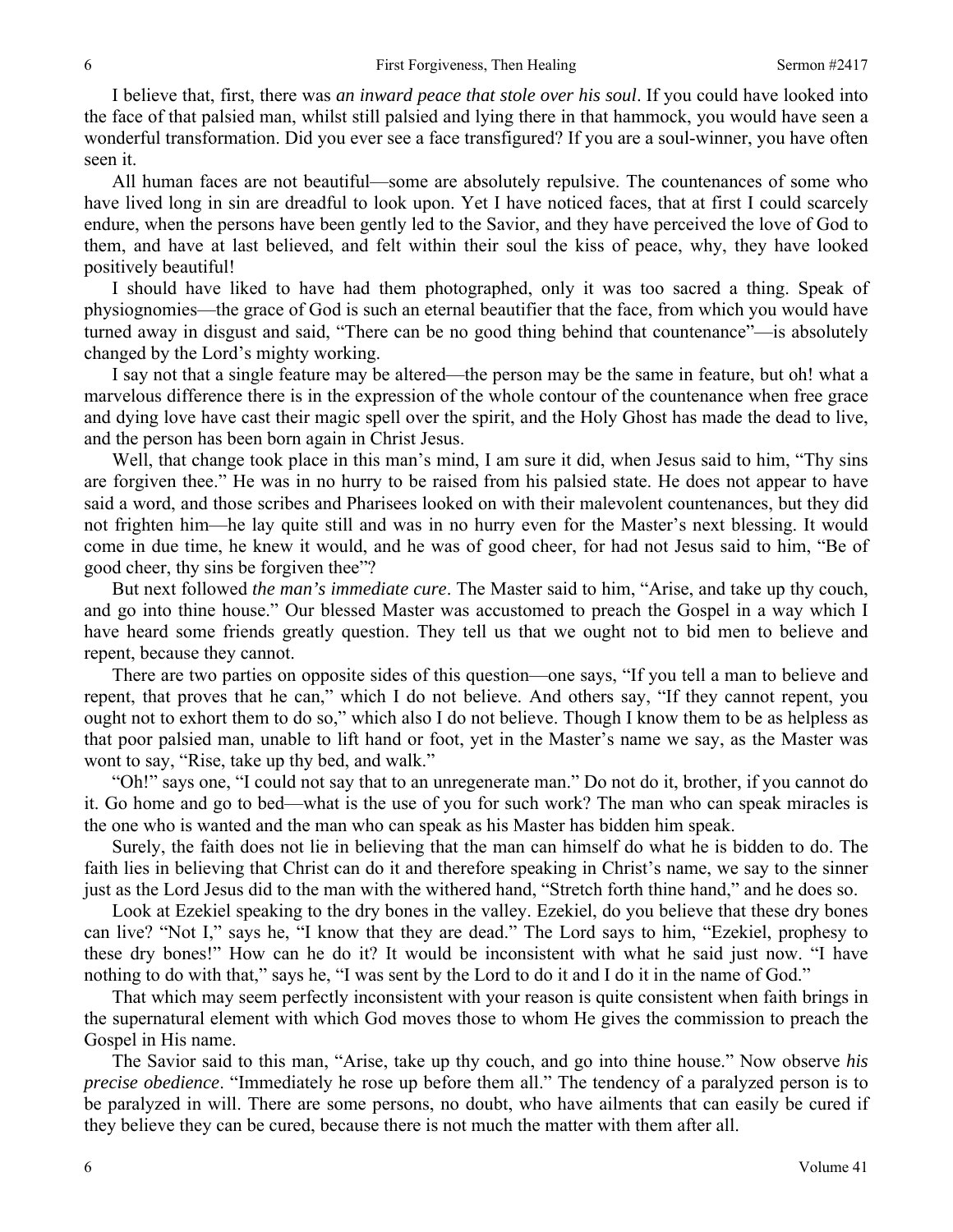I believe that, first, there was *an inward peace that stole over his soul*. If you could have looked into the face of that palsied man, whilst still palsied and lying there in that hammock, you would have seen a wonderful transformation. Did you ever see a face transfigured? If you are a soul-winner, you have often seen it.

All human faces are not beautiful—some are absolutely repulsive. The countenances of some who have lived long in sin are dreadful to look upon. Yet I have noticed faces, that at first I could scarcely endure, when the persons have been gently led to the Savior, and they have perceived the love of God to them, and have at last believed, and felt within their soul the kiss of peace, why, they have looked positively beautiful!

I should have liked to have had them photographed, only it was too sacred a thing. Speak of physiognomies—the grace of God is such an eternal beautifier that the face, from which you would have turned away in disgust and said, "There can be no good thing behind that countenance"—is absolutely changed by the Lord's mighty working.

I say not that a single feature may be altered—the person may be the same in feature, but oh! what a marvelous difference there is in the expression of the whole contour of the countenance when free grace and dying love have cast their magic spell over the spirit, and the Holy Ghost has made the dead to live, and the person has been born again in Christ Jesus.

Well, that change took place in this man's mind, I am sure it did, when Jesus said to him, "Thy sins are forgiven thee." He was in no hurry to be raised from his palsied state. He does not appear to have said a word, and those scribes and Pharisees looked on with their malevolent countenances, but they did not frighten him—he lay quite still and was in no hurry even for the Master's next blessing. It would come in due time, he knew it would, and he was of good cheer, for had not Jesus said to him, "Be of good cheer, thy sins be forgiven thee"?

But next followed *the man's immediate cure*. The Master said to him, "Arise, and take up thy couch, and go into thine house." Our blessed Master was accustomed to preach the Gospel in a way which I have heard some friends greatly question. They tell us that we ought not to bid men to believe and repent, because they cannot.

There are two parties on opposite sides of this question—one says, "If you tell a man to believe and repent, that proves that he can," which I do not believe. And others say, "If they cannot repent, you ought not to exhort them to do so," which also I do not believe. Though I know them to be as helpless as that poor palsied man, unable to lift hand or foot, yet in the Master's name we say, as the Master was wont to say, "Rise, take up thy bed, and walk."

"Oh!" says one, "I could not say that to an unregenerate man." Do not do it, brother, if you cannot do it. Go home and go to bed—what is the use of you for such work? The man who can speak miracles is the one who is wanted and the man who can speak as his Master has bidden him speak.

Surely, the faith does not lie in believing that the man can himself do what he is bidden to do. The faith lies in believing that Christ can do it and therefore speaking in Christ's name, we say to the sinner just as the Lord Jesus did to the man with the withered hand, "Stretch forth thine hand," and he does so.

Look at Ezekiel speaking to the dry bones in the valley. Ezekiel, do you believe that these dry bones can live? "Not I," says he, "I know that they are dead." The Lord says to him, "Ezekiel, prophesy to these dry bones!" How can he do it? It would be inconsistent with what he said just now. "I have nothing to do with that," says he, "I was sent by the Lord to do it and I do it in the name of God."

That which may seem perfectly inconsistent with your reason is quite consistent when faith brings in the supernatural element with which God moves those to whom He gives the commission to preach the Gospel in His name.

The Savior said to this man, "Arise, take up thy couch, and go into thine house." Now observe *his precise obedience*. "Immediately he rose up before them all." The tendency of a paralyzed person is to be paralyzed in will. There are some persons, no doubt, who have ailments that can easily be cured if they believe they can be cured, because there is not much the matter with them after all.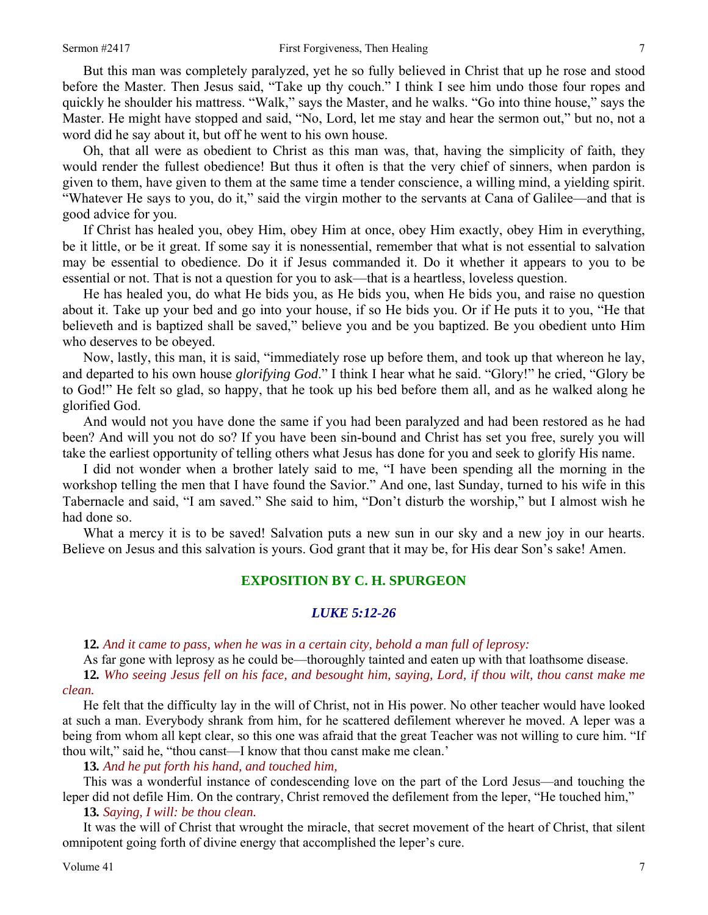But this man was completely paralyzed, yet he so fully believed in Christ that up he rose and stood before the Master. Then Jesus said, "Take up thy couch." I think I see him undo those four ropes and quickly he shoulder his mattress. "Walk," says the Master, and he walks. "Go into thine house," says the Master. He might have stopped and said, "No, Lord, let me stay and hear the sermon out," but no, not a word did he say about it, but off he went to his own house.

Oh, that all were as obedient to Christ as this man was, that, having the simplicity of faith, they would render the fullest obedience! But thus it often is that the very chief of sinners, when pardon is given to them, have given to them at the same time a tender conscience, a willing mind, a yielding spirit. "Whatever He says to you, do it," said the virgin mother to the servants at Cana of Galilee—and that is good advice for you.

If Christ has healed you, obey Him, obey Him at once, obey Him exactly, obey Him in everything, be it little, or be it great. If some say it is nonessential, remember that what is not essential to salvation may be essential to obedience. Do it if Jesus commanded it. Do it whether it appears to you to be essential or not. That is not a question for you to ask—that is a heartless, loveless question.

He has healed you, do what He bids you, as He bids you, when He bids you, and raise no question about it. Take up your bed and go into your house, if so He bids you. Or if He puts it to you, "He that believeth and is baptized shall be saved," believe you and be you baptized. Be you obedient unto Him who deserves to be obeyed.

Now, lastly, this man, it is said, "immediately rose up before them, and took up that whereon he lay, and departed to his own house *glorifying God*." I think I hear what he said. "Glory!" he cried, "Glory be to God!" He felt so glad, so happy, that he took up his bed before them all, and as he walked along he glorified God.

And would not you have done the same if you had been paralyzed and had been restored as he had been? And will you not do so? If you have been sin-bound and Christ has set you free, surely you will take the earliest opportunity of telling others what Jesus has done for you and seek to glorify His name.

I did not wonder when a brother lately said to me, "I have been spending all the morning in the workshop telling the men that I have found the Savior." And one, last Sunday, turned to his wife in this Tabernacle and said, "I am saved." She said to him, "Don't disturb the worship," but I almost wish he had done so.

What a mercy it is to be saved! Salvation puts a new sun in our sky and a new joy in our hearts. Believe on Jesus and this salvation is yours. God grant that it may be, for His dear Son's sake! Amen.

## EXPOSITION BY C. H. SPURGEON

### *LUKE 5:12-26*

**12.** *And it came to pass, when he was in a certain city, behold a man full of leprosy:*

As far gone with leprosy as he could be—thoroughly tainted and eaten up with that loathsome disease.

**12.** *Who seeing Jesus fell on his face, and besought him, saying, Lord, if thou wilt, thou canst make me clean.*

He felt that the difficulty lay in the will of Christ, not in His power. No other teacher would have looked at such a man. Everybody shrank from him, for he scattered defilement wherever he moved. A leper was a being from whom all kept clear, so this one was afraid that the great Teacher was not willing to cure him. "If thou wilt," said he, "thou canst—I know that thou canst make me clean.'

**13.** *And he put forth his hand, and touched him,*

This was a wonderful instance of condescending love on the part of the Lord Jesus—and touching the leper did not defile Him. On the contrary, Christ removed the defilement from the leper, "He touched him,"

**13.** *Saying, I will: be thou clean.*

It was the will of Christ that wrought the miracle, that secret movement of the heart of Christ, that silent omnipotent going forth of divine energy that accomplished the leper's cure.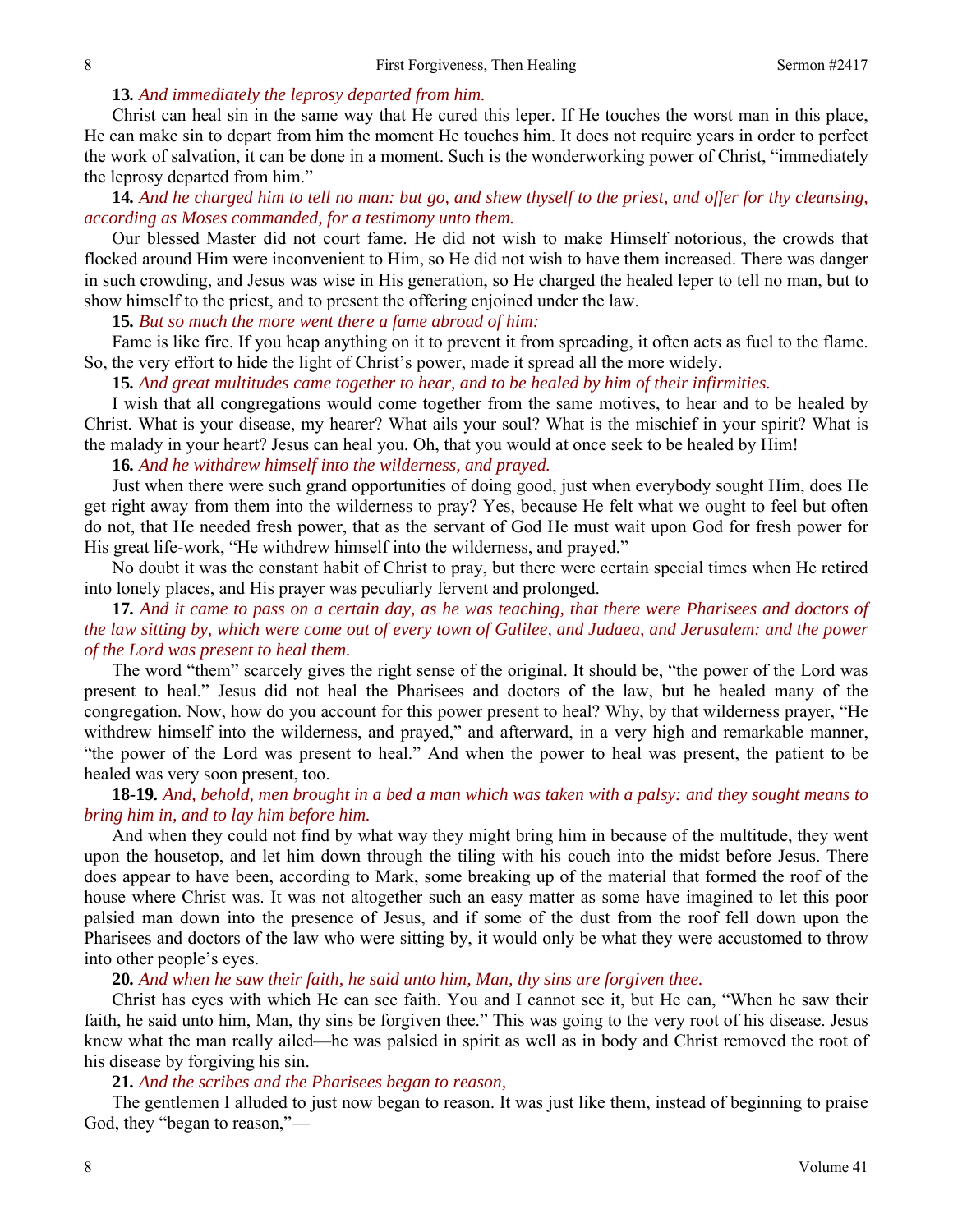**13.** *And immediately the leprosy departed from him.*

Christ can heal sin in the same way that He cured this leper. If He touches the worst man in this place, He can make sin to depart from him the moment He touches him. It does not require years in order to perfect the work of salvation, it can be done in a moment. Such is the wonderworking power of Christ, "immediately the leprosy departed from him."

**14.** *And he charged him to tell no man: but go, and shew thyself to the priest, and offer for thy cleansing, according as Moses commanded, for a testimony unto them.*

Our blessed Master did not court fame. He did not wish to make Himself notorious, the crowds that flocked around Him were inconvenient to Him, so He did not wish to have them increased. There was danger in such crowding, and Jesus was wise in His generation, so He charged the healed leper to tell no man, but to show himself to the priest, and to present the offering enjoined under the law.

**15.** *But so much the more went there a fame abroad of him:*

Fame is like fire. If you heap anything on it to prevent it from spreading, it often acts as fuel to the flame. So, the very effort to hide the light of Christ's power, made it spread all the more widely.

**15.** *And great multitudes came together to hear, and to be healed by him of their infirmities.*

I wish that all congregations would come together from the same motives, to hear and to be healed by Christ. What is your disease, my hearer? What ails your soul? What is the mischief in your spirit? What is the malady in your heart? Jesus can heal you. Oh, that you would at once seek to be healed by Him!

**16.** *And he withdrew himself into the wilderness, and prayed.*

Just when there were such grand opportunities of doing good, just when everybody sought Him, does He get right away from them into the wilderness to pray? Yes, because He felt what we ought to feel but often do not, that He needed fresh power, that as the servant of God He must wait upon God for fresh power for His great life-work, "He withdrew himself into the wilderness, and prayed."

No doubt it was the constant habit of Christ to pray, but there were certain special times when He retired into lonely places, and His prayer was peculiarly fervent and prolonged.

**17.** *And it came to pass on a certain day, as he was teaching, that there were Pharisees and doctors of the law sitting by, which were come out of every town of Galilee, and Judaea, and Jerusalem: and the power of the Lord was present to heal them.*

The word "them" scarcely gives the right sense of the original. It should be, "the power of the Lord was present to heal." Jesus did not heal the Pharisees and doctors of the law, but he healed many of the congregation. Now, how do you account for this power present to heal? Why, by that wilderness prayer, "He withdrew himself into the wilderness, and prayed," and afterward, in a very high and remarkable manner, "the power of the Lord was present to heal." And when the power to heal was present, the patient to be healed was very soon present, too.

**18-19.** *And, behold, men brought in a bed a man which was taken with a palsy: and they sought means to bring him in, and to lay him before him.*

And when they could not find by what way they might bring him in because of the multitude, they went upon the housetop, and let him down through the tiling with his couch into the midst before Jesus. There does appear to have been, according to Mark, some breaking up of the material that formed the roof of the house where Christ was. It was not altogether such an easy matter as some have imagined to let this poor palsied man down into the presence of Jesus, and if some of the dust from the roof fell down upon the Pharisees and doctors of the law who were sitting by, it would only be what they were accustomed to throw into other people's eyes.

**20.** *And when he saw their faith, he said unto him, Man, thy sins are forgiven thee.*

Christ has eyes with which He can see faith. You and I cannot see it, but He can, "When he saw their faith, he said unto him, Man, thy sins be forgiven thee." This was going to the very root of his disease. Jesus knew what the man really ailed—he was palsied in spirit as well as in body and Christ removed the root of his disease by forgiving his sin.

**21.** *And the scribes and the Pharisees began to reason,*

The gentlemen I alluded to just now began to reason. It was just like them, instead of beginning to praise God, they "began to reason,"—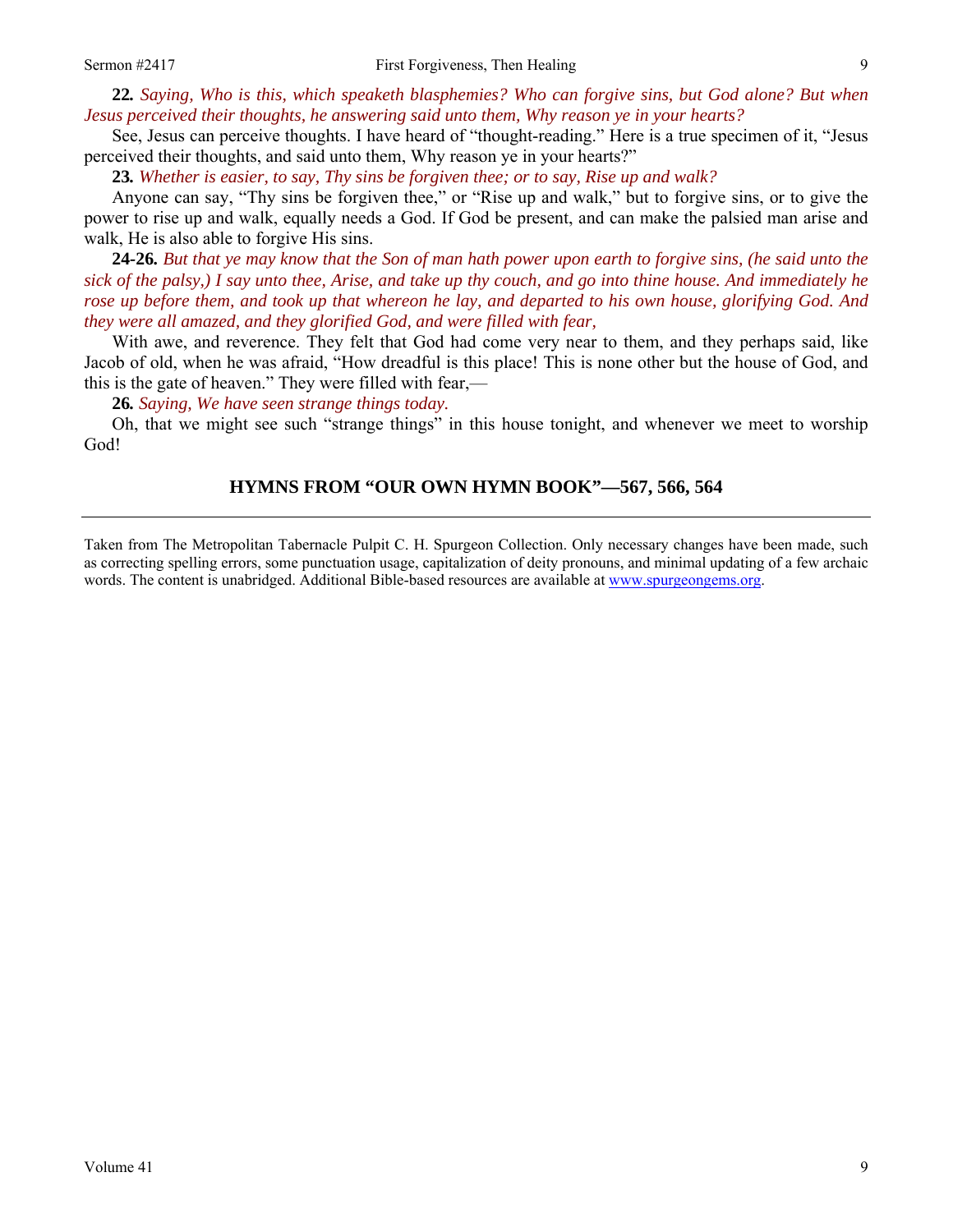**22.** *Saying, Who is this, which speaketh blasphemies? Who can forgive sins, but God alone? But when Jesus perceived their thoughts, he answering said unto them, Why reason ye in your hearts?*

See, Jesus can perceive thoughts. I have heard of "thought-reading." Here is a true specimen of it, "Jesus perceived their thoughts, and said unto them, Why reason ye in your hearts?"

**23.** *Whether is easier, to say, Thy sins be forgiven thee; or to say, Rise up and walk?*

Anyone can say, "Thy sins be forgiven thee," or "Rise up and walk," but to forgive sins, or to give the power to rise up and walk, equally needs a God. If God be present, and can make the palsied man arise and walk, He is also able to forgive His sins.

**24-26.** *But that ye may know that the Son of man hath power upon earth to forgive sins, (he said unto the sick of the palsy,) I say unto thee, Arise, and take up thy couch, and go into thine house. And immediately he rose up before them, and took up that whereon he lay, and departed to his own house, glorifying God. And they were all amazed, and they glorified God, and were filled with fear,*

With awe, and reverence. They felt that God had come very near to them, and they perhaps said, like Jacob of old, when he was afraid, "How dreadful is this place! This is none other but the house of God, and this is the gate of heaven." They were filled with fear,—

**26.** *Saying, We have seen strange things today.*

Oh, that we might see such "strange things" in this house tonight, and whenever we meet to worship God!

## HYMNS FROM "OUR OWN HYMN BOOK"—567, 566, 564

---

Taken from The Metropolitan Tabernacle Pulpit C. H. Spurgeon Collection. Only necessary changes have been made, such as correcting spelling errors, some punctuation usage, capitalization of deity pronouns, and minimal updating of a few archaic words. The content is unabridged. Additional Bible-based resources are available at www.spurgeongems.org.